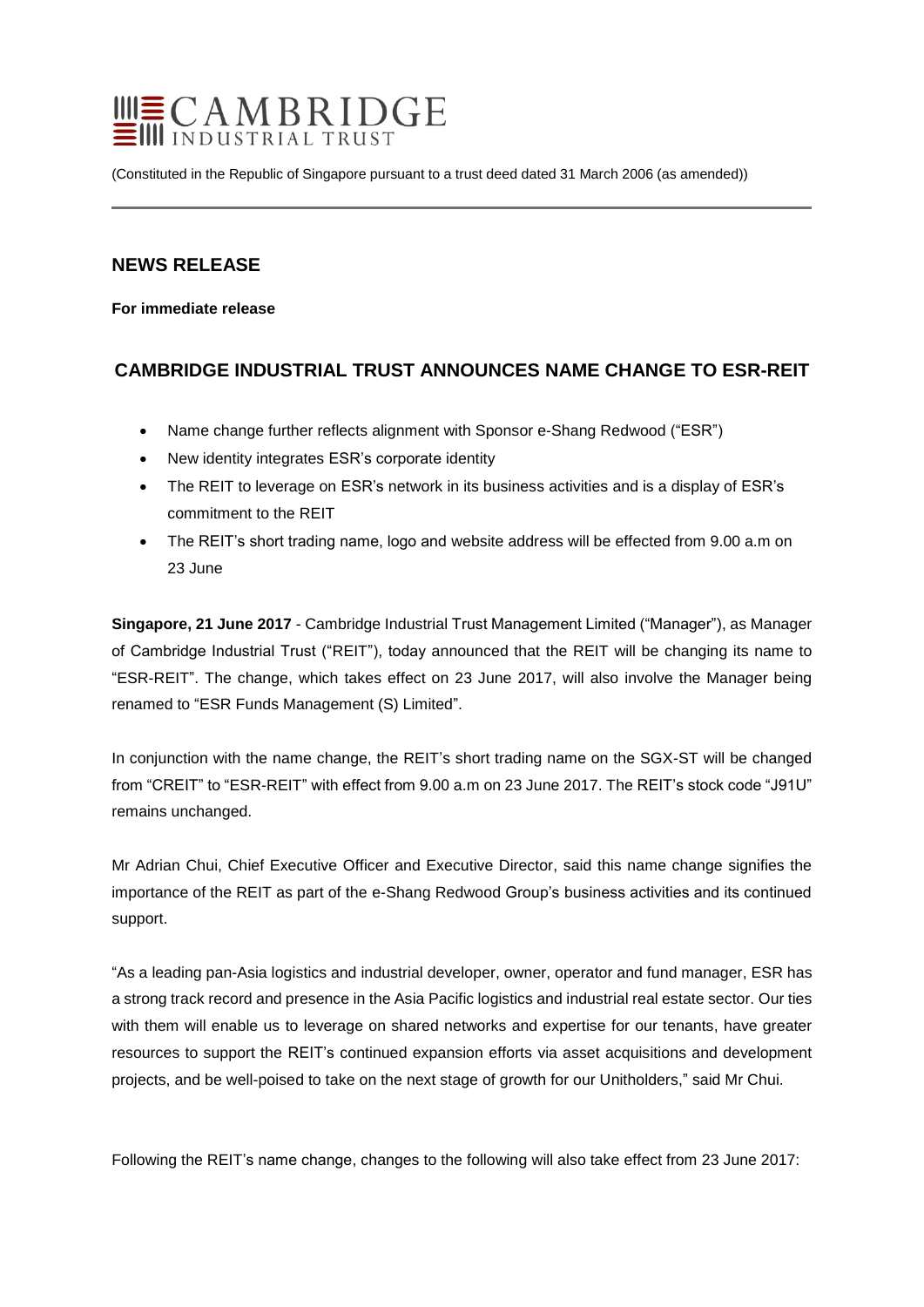# CAMBRIDGE INDUSTRIAL TRUST

(Constituted in the Republic of Singapore pursuant to a trust deed dated 31 March 2006 (as amended))

## NEWS RELEASE

**For immediate release**

## CAMBRIDGE INDUSTRIAL TRUST ANNOUNCES NAME CHANGE TO ESR-REIT

- Name change further reflects alignment with Sponsor e-Shang Redwood ("ESR")
- New identity integrates ESR's corporate identity
- The REIT to leverage on ESR's network in its business activities and is a display of ESR's commitment to the REIT
- The REIT's short trading name, logo and website address will be effected from 9.00 a.m on 23 June

**Singapore, 21 June 2017** - Cambridge Industrial Trust Management Limited ("Manager"), as Manager of Cambridge Industrial Trust ("REIT"), today announced that the REIT will be changing its name to "ESR-REIT". The change, which takes effect on 23 June 2017, will also involve the Manager being renamed to "ESR Funds Management (S) Limited".

In conjunction with the name change, the REIT's short trading name on the SGX-ST will be changed from "CREIT" to "ESR-REIT" with effect from 9.00 a.m on 23 June 2017. The REIT's stock code "J91U" remains unchanged.

Mr Adrian Chui, Chief Executive Officer and Executive Director, said this name change signifies the importance of the REIT as part of the e-Shang Redwood Group's business activities and its continued support.

"As a leading pan-Asia logistics and industrial developer, owner, operator and fund manager, ESR has a strong track record and presence in the Asia Pacific logistics and industrial real estate sector. Our ties with them will enable us to leverage on shared networks and expertise for our tenants, have greater resources to support the REIT's continued expansion efforts via asset acquisitions and development projects, and be well-poised to take on the next stage of growth for our Unitholders," said Mr Chui.

Following the REIT's name change, changes to the following will also take effect from 23 June 2017: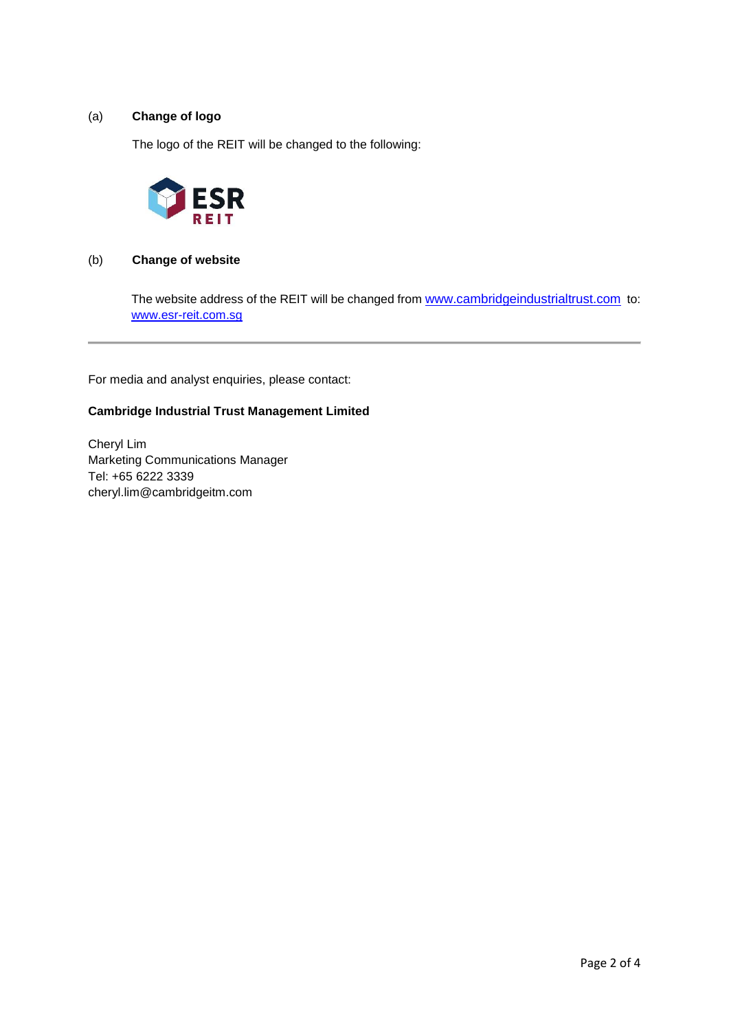(a) **Change of logo**

The logo of the REIT will be changed to the following:

(b) **Change of website**

The website address of the REIT will be changed from www.cambridgeindustrialtrust.com to: www.esr-reit.com.sg

---

For media and analyst enquiries, please contact:

**Cambridge Industrial Trust Management Limited**

Cheryl Lim
Marketing Communications Manager
Tel: +65 6222 3339
cheryl.lim@cambridgeitm.com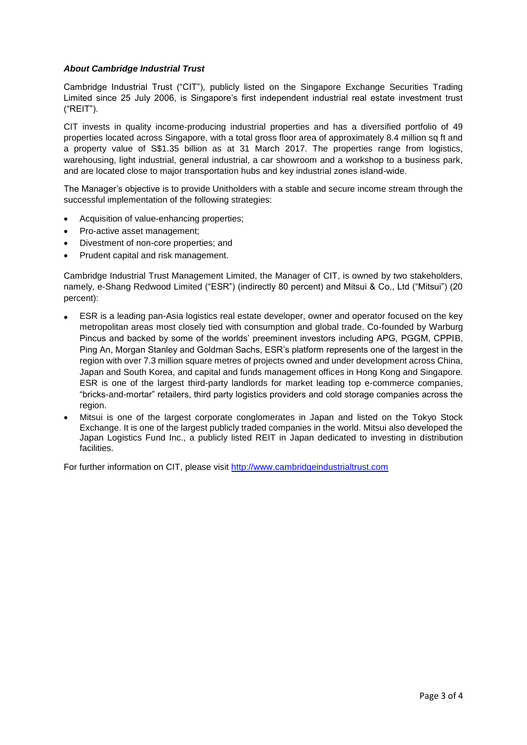***About Cambridge Industrial Trust***

Cambridge Industrial Trust ("CIT"), publicly listed on the Singapore Exchange Securities Trading Limited since 25 July 2006, is Singapore's first independent industrial real estate investment trust ("REIT").

CIT invests in quality income-producing industrial properties and has a diversified portfolio of 49 properties located across Singapore, with a total gross floor area of approximately 8.4 million sq ft and a property value of S$1.35 billion as at 31 March 2017. The properties range from logistics, warehousing, light industrial, general industrial, a car showroom and a workshop to a business park, and are located close to major transportation hubs and key industrial zones island-wide.

The Manager's objective is to provide Unitholders with a stable and secure income stream through the successful implementation of the following strategies:

- Acquisition of value-enhancing properties;
- Pro-active asset management;
- Divestment of non-core properties; and
- Prudent capital and risk management.

Cambridge Industrial Trust Management Limited, the Manager of CIT, is owned by two stakeholders, namely, e-Shang Redwood Limited ("ESR") (indirectly 80 percent) and Mitsui & Co., Ltd ("Mitsui") (20 percent):

- ESR is a leading pan-Asia logistics real estate developer, owner and operator focused on the key metropolitan areas most closely tied with consumption and global trade. Co-founded by Warburg Pincus and backed by some of the worlds' preeminent investors including APG, PGGM, CPPIB, Ping An, Morgan Stanley and Goldman Sachs, ESR's platform represents one of the largest in the region with over 7.3 million square metres of projects owned and under development across China, Japan and South Korea, and capital and funds management offices in Hong Kong and Singapore. ESR is one of the largest third-party landlords for market leading top e-commerce companies, "bricks-and-mortar" retailers, third party logistics providers and cold storage companies across the region.
- Mitsui is one of the largest corporate conglomerates in Japan and listed on the Tokyo Stock Exchange. It is one of the largest publicly traded companies in the world. Mitsui also developed the Japan Logistics Fund Inc., a publicly listed REIT in Japan dedicated to investing in distribution facilities.

For further information on CIT, please visit [http://www.cambridgeindustrialtrust.com](http://www.cambridgeindustrialtrust.com)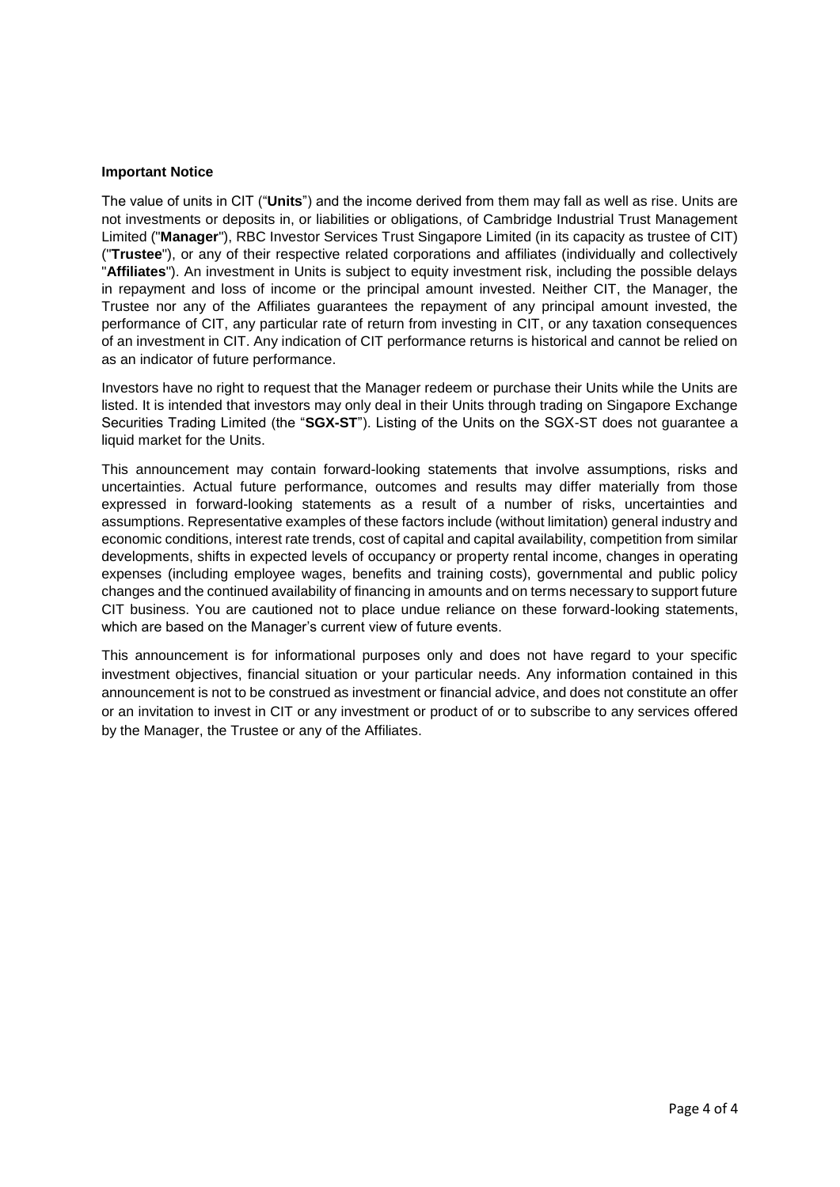**Important Notice**

The value of units in CIT ("**Units**") and the income derived from them may fall as well as rise. Units are not investments or deposits in, or liabilities or obligations, of Cambridge Industrial Trust Management Limited ("**Manager**"), RBC Investor Services Trust Singapore Limited (in its capacity as trustee of CIT) ("**Trustee**"), or any of their respective related corporations and affiliates (individually and collectively "**Affiliates**"). An investment in Units is subject to equity investment risk, including the possible delays in repayment and loss of income or the principal amount invested. Neither CIT, the Manager, the Trustee nor any of the Affiliates guarantees the repayment of any principal amount invested, the performance of CIT, any particular rate of return from investing in CIT, or any taxation consequences of an investment in CIT. Any indication of CIT performance returns is historical and cannot be relied on as an indicator of future performance.

Investors have no right to request that the Manager redeem or purchase their Units while the Units are listed. It is intended that investors may only deal in their Units through trading on Singapore Exchange Securities Trading Limited (the "**SGX-ST**"). Listing of the Units on the SGX-ST does not guarantee a liquid market for the Units.

This announcement may contain forward-looking statements that involve assumptions, risks and uncertainties. Actual future performance, outcomes and results may differ materially from those expressed in forward-looking statements as a result of a number of risks, uncertainties and assumptions. Representative examples of these factors include (without limitation) general industry and economic conditions, interest rate trends, cost of capital and capital availability, competition from similar developments, shifts in expected levels of occupancy or property rental income, changes in operating expenses (including employee wages, benefits and training costs), governmental and public policy changes and the continued availability of financing in amounts and on terms necessary to support future CIT business. You are cautioned not to place undue reliance on these forward-looking statements, which are based on the Manager's current view of future events.

This announcement is for informational purposes only and does not have regard to your specific investment objectives, financial situation or your particular needs. Any information contained in this announcement is not to be construed as investment or financial advice, and does not constitute an offer or an invitation to invest in CIT or any investment or product of or to subscribe to any services offered by the Manager, the Trustee or any of the Affiliates.